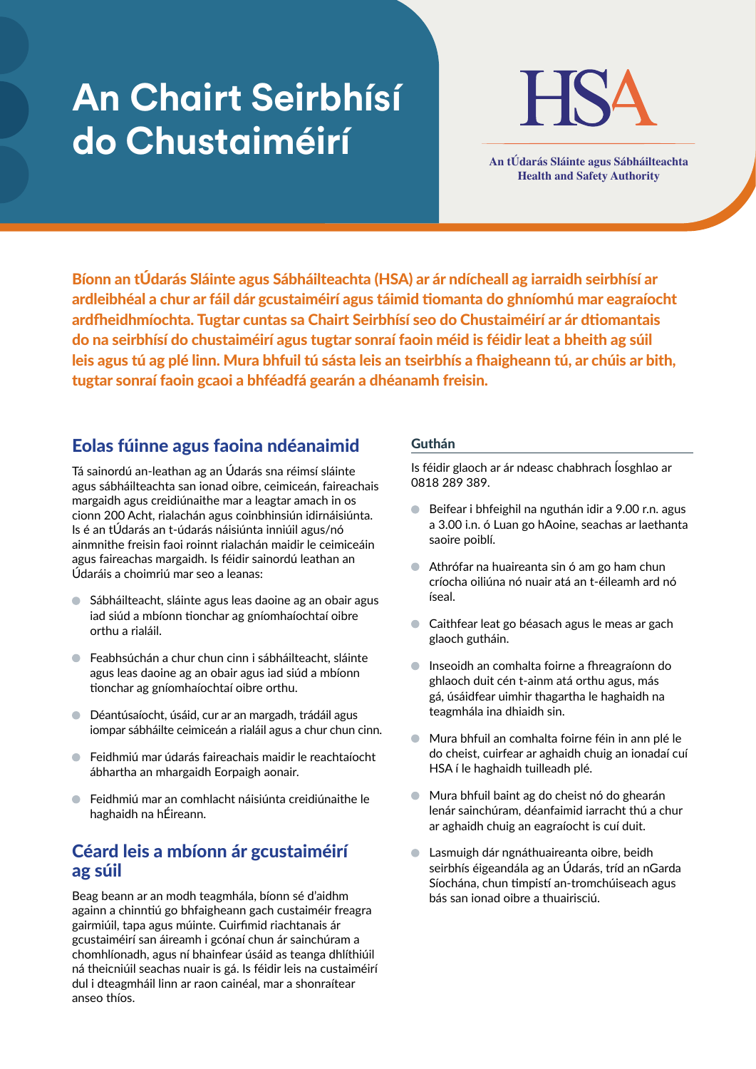# An Chairt Seirbhísí do Chustaiméirí

HSA

An tÚdarás Sláinte agus Sábháilteachta
Health and Safety Authority

**Bíonn an tÚdarás Sláinte agus Sábháilteachta (HSA) ar ár ndícheall ag iarraidh seirbhísí ar ardleibhéal a chur ar fáil dár gcustaiméirí agus táimid tiomanta do ghníomhú mar eagraíocht ardfheidhmíochta. Tugtar cuntas sa Chairt Seirbhísí seo do Chustaiméirí ar ár dtiomantais do na seirbhísí do chustaiméirí agus tugtar sonraí faoin méid is féidir leat a bheith ag súil leis agus tú ag plé linn. Mura bhfuil tú sásta leis an tseirbhís a fhaigheann tú, ar chúis ar bith, tugtar sonraí faoin gcaoi a bhféadfá gearán a dhéanamh freisin.**

## Eolas fúinne agus faoina ndéanaimid

Tá sainordú an-leathan ag an Údarás sna réimsí sláinte agus sábháilteachta san ionad oibre, ceimiceán, faireachais margaidh agus creidiúnaithe mar a leagtar amach in os cionn 200 Acht, rialachán agus coinbhinsiún idirnáisiúnta. Is é an tÚdarás an t-údarás náisiúnta inniúil agus/nó ainmnithe freisin faoi roinnt rialachán maidir le ceimiceáin agus faireachas margaidh. Is féidir sainordú leathan an Údaráis a choimriú mar seo a leanas:

- Sábháilteacht, sláinte agus leas daoine ag an obair agus iad siúd a mbíonn tionchar ag gníomhaíochtaí oibre orthu a rialáil.
- Feabhsúchán a chur chun cinn i sábháilteacht, sláinte agus leas daoine ag an obair agus iad siúd a mbíonn tionchar ag gníomhaíochtaí oibre orthu.
- Déantúsaíocht, úsáid, cur ar an margadh, trádáil agus iompar sábháilte ceimiceán a rialáil agus a chur chun cinn.
- Feidhmiú mar údarás faireachais maidir le reachtaíocht ábhartha an mhargaidh Eorpaigh aonair.
- Feidhmiú mar an comhlacht náisiúnta creidiúnaithe le haghaidh na hÉireann.

## Céard leis a mbíonn ár gcustaiméirí ag súil

Beag beann ar an modh teagmhála, bíonn sé d'aidhm againn a chinntiú go bhfaigheann gach custaiméir freagra gairmiúil, tapa agus múinte. Cuirfimid riachtanais ár gcustaiméirí san áireamh i gcónaí chun ár sainchúram a chomhlíonadh, agus ní bhainfear úsáid as teanga dhlíthiúil ná theicniúil seachas nuair is gá. Is féidir leis na custaiméirí dul i dteagmháil linn ar raon cainéal, mar a shonraítear anseo thíos.

### Guthán

Is féidir glaoch ar ár ndeasc chabhrach Íosghlao ar 0818 289 389.

- Beifear i bhfeighil na nguthán idir a 9.00 r.n. agus a 3.00 i.n. ó Luan go hAoine, seachas ar laethanta saoire poiblí.
- Athrófar na huaireanta sin ó am go ham chun críocha oiliúna nó nuair atá an t-éileamh ard nó íseal.
- Caithfear leat go béasach agus le meas ar gach glaoch gutháin.
- Inseoidh an comhalta foirne a fhreagraíonn do ghlaoch duit cén t-ainm atá orthu agus, más gá, úsáidfear uimhir thagartha le haghaidh na teagmhála ina dhiaidh sin.
- Mura bhfuil an comhalta foirne féin in ann plé le do cheist, cuirfear ar aghaidh chuig an ionadaí cuí HSA í le haghaidh tuilleadh plé.
- Mura bhfuil baint ag do cheist nó do ghearán lenár sainchúram, déanfaimid iarracht thú a chur ar aghaidh chuig an eagraíocht is cuí duit.
- Lasmuigh dár ngnáthuaireanta oibre, beidh seirbhís éigeandála ag an Údarás, tríd an nGarda Síochána, chun timpistí an-tromchúiseach agus bás san ionad oibre a thuairisciú.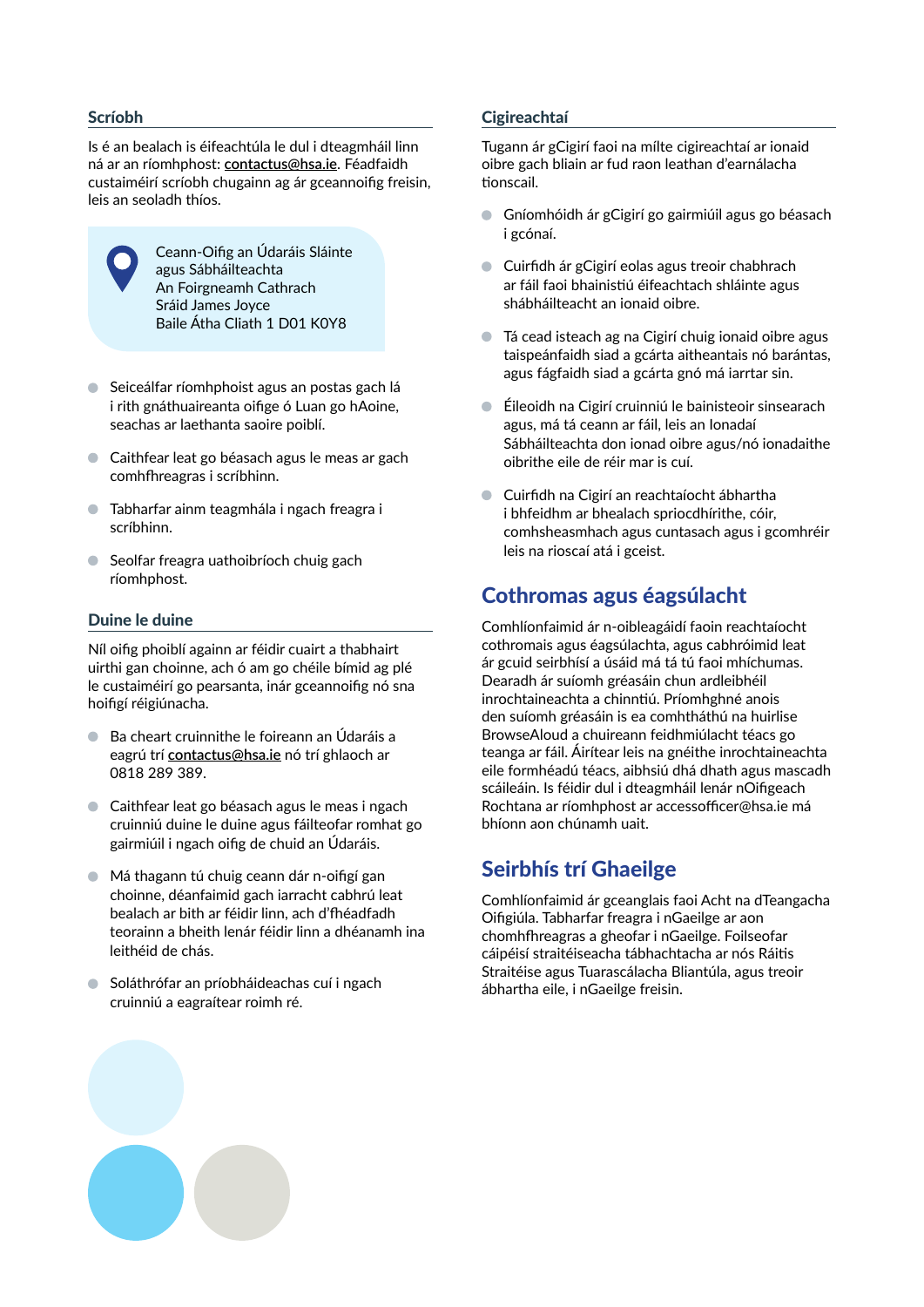### Scríobh

Is é an bealach is éifeachtúla le dul i dteagmháil linn ná ar an ríomhphost: **contactus@hsa.ie**. Féadfaidh custaiméirí scríobh chugainn ag ár gceannoifig freisin, leis an seoladh thíos.

Ceann-Oifig an Údaráis Sláinte agus Sábháilteachta
An Foirgneamh Cathrach
Sráid James Joyce
Baile Átha Cliath 1 D01 K0Y8

- Seiceálfar ríomhphoist agus an postas gach lá i rith gnáthuaireanta oifige ó Luan go hAoine, seachas ar laethanta saoire poiblí.
- Caithfear leat go béasach agus le meas ar gach comhfhreagras i scríbhinn.
- Tabharfar ainm teagmhála i ngach freagra i scríbhinn.
- Seolfar freagra uathoibríoch chuig gach ríomhphost.

### Duine le duine

Níl oifig phoiblí againn ar féidir cuairt a thabhairt uirthi gan choinne, ach ó am go chéile bímid ag plé le custaiméirí go pearsanta, inár gceannoifig nó sna hoifigí réigiúnacha.

- Ba cheart cruinnithe le foireann an Údaráis a eagrú trí **contactus@hsa.ie** nó trí ghlaoch ar 0818 289 389.
- Caithfear leat go béasach agus le meas i ngach cruinniú duine le duine agus fáilteofar romhat go gairmiúil i ngach oifig de chuid an Údaráis.
- Má thagann tú chuig ceann dár n-oifigí gan choinne, déanfaimid gach iarracht cabhrú leat bealach ar bith ar féidir linn, ach d'fhéadfadh teorainn a bheith lenár féidir linn a dhéanamh ina leithéid de chás.
- Soláthrófar an phríobháideachas cuí i ngach cruinniú a eagraítear roimh ré.

### Cigireachtaí

Tugann ár gCigirí faoi na mílte cigireachtaí ar ionaid oibre gach bliain ar fud raon leathan d'earnálacha tionscail.

- Gníomhóidh ár gCigirí go gairmiúil agus go béasach i gcónaí.
- Cuirfidh ár gCigirí eolas agus treoir chabhrach ar fáil faoi bhainistiú éifeachtach shláinte agus shábháilteacht an ionaid oibre.
- Tá cead isteach ag na Cigirí chuig ionaid oibre agus taispeánfaidh siad a gcárta aitheantais nó barántas, agus fágfaidh siad a gcárta gnó má iarrtar sin.
- Éileoidh na Cigirí cruinniú le bainisteoir sinsearach agus, má tá ceann ar fáil, leis an Ionadaí Sábháilteachta don ionad oibre agus/nó ionadaithe oibrithe eile de réir mar is cuí.
- Cuirfidh na Cigirí an reachtaíocht ábhartha i bhfeidhm ar bhealach spriocdhírithe, cóir, comhsheasmhach agus cuntasach agus i gcomhréir leis na rioscaí atá i gceist.

## Cothromas agus éagsúlacht

Comhlíonfaimid ár n-oibleagáidí faoin reachtaíocht cothromais agus éagsúlachta, agus cabhróimid leat ár gcuid seirbhísí a úsáid má tá tú faoi mhíchumas. Dearadh ár suíomh gréasáin chun ardleibhéil inrochtaineachta a chinntiú. Príomhghné anois den suíomh gréasáin is ea comhtháthú na huirlise BrowseAloud a chuireann feidhmiúlacht téacs go teanga ar fáil. Áirítear leis na gnéithe inrochtaineachta eile formhéadú téacs, aibhsiú dhá dhath agus mascadh scáileáin. Is féidir dul i dteagmháil lenár nOifigeach Rochtana ar ríomhphost ar accessofficer@hsa.ie má bhíonn aon chúnamh uait.

## Seirbhís trí Ghaeilge

Comhlíonfaimid ár gceanglais faoi Acht na dTeangacha Oifigiúla. Tabharfar freagra i nGaeilge ar aon chomhfhreagras a gheofar i nGaeilge. Foilseofar cáipéisí straitéiseacha tábhachtacha ar nós Ráitis Straitéise agus Tuarascálacha Bliantúla, agus treoir ábhartha eile, i nGaeilge freisin.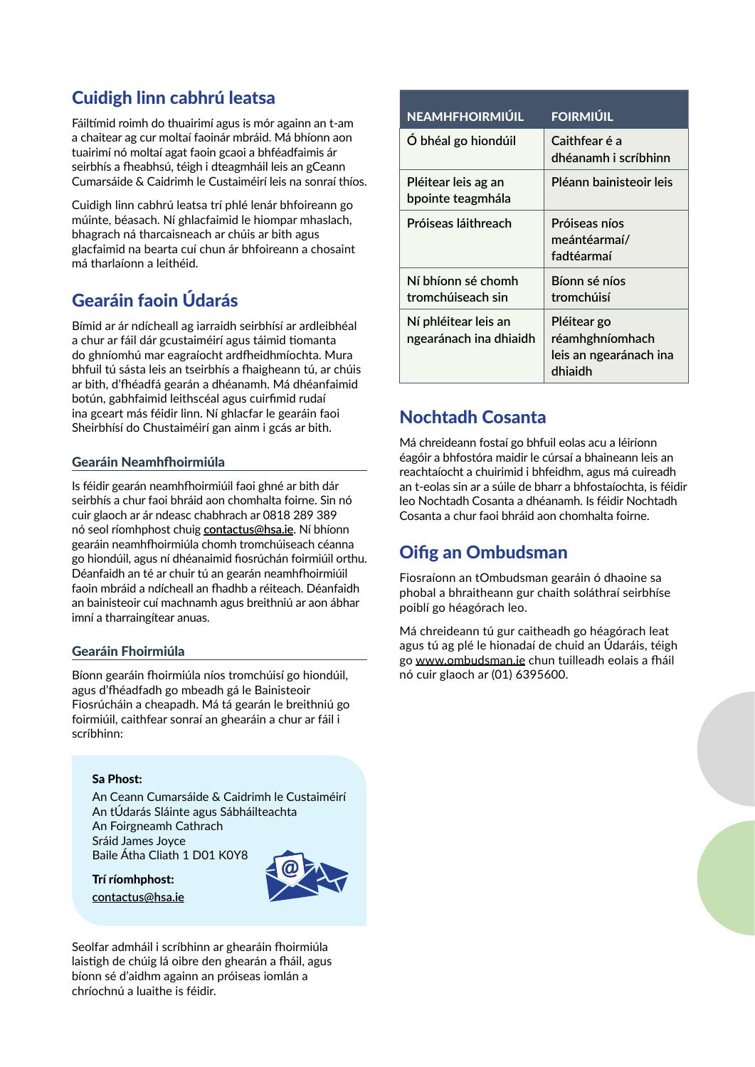## Cuidigh linn cabhrú leatsa

Fáiltímid roimh do thuairimí agus is mór againn an t-am a chaitear ag cur moltaí faoinár mbráid. Má bhíonn aon tuairimí nó moltaí agat faoin gcaoi a bhféadfaimis ár seirbhís a fheabhsú, téigh i dteagmháil leis an gCeann Cumarsáide & Caidrimh le Custaiméirí leis na sonraí thíos.

Cuidigh linn cabhrú leatsa trí phlé lenár bhfoireann go múinte, béasach. Ní ghlacfaimid le hiompar mhaslach, bhagrach ná tharcaisneach ar chúis ar bith agus glacfaimid na bearta cuí chun ár bhfoireann a chosaint má tharlaíonn a leithéid.

## Gearáin faoin Údarás

Bímid ar ár ndícheall ag iarraidh seirbhísí ar ardleibhéal a chur ar fáil dár gcustaiméirí agus táimid tiomanta do ghníomhú mar eagraíocht ardfheidhmíochta. Mura bhfuil tú sásta leis an tseirbhís a fhaigheann tú, ar chúis ar bith, d'fhéadfá gearán a dhéanamh. Má dhéanfaimid botún, gabhfaimid leithscéal agus cuirfimid rudaí ina gceart más féidir linn. Ní ghlacfar le gearáin faoi Sheirbhísí do Chustaiméirí gan ainm i gcás ar bith.

### Gearáin Neamhfhoirmiúla

Is féidir gearán neamhfhoirmiúil faoi ghné ar bith dár seirbhís a chur faoi bhráid aon chomhalta foirne. Sin nó cuir glaoch ar ár ndeasc chabhrach ar 0818 289 389 nó seol ríomhphost chuig contactus@hsa.ie. Ní bhíonn gearáin neamhfhoirmiúla chomh tromchúiseach céanna go hiondúil, agus ní dhéanaimid fiosrúchán foirmiúil orthu. Déanfaidh an té ar chuir tú an gearán neamhfhoirmiúil faoin mbráid a ndícheall an fhadhb a réiteach. Déanfaidh an bainisteoir cuí machnamh agus breithniú ar aon ábhar imní a tharraingítear anuas.

### Gearáin Fhoirmiúla

Bíonn gearáin fhoirmiúla níos tromchúisí go hiondúil, agus d'fhéadfadh go mbeadh gá le Bainisteoir Fiosrúcháin a cheapadh. Má tá gearán le breithniú go foirmiúil, caithfear sonraí an ghearáin a chur ar fáil i scríbhinn:

**Sa Phost:**
An Ceann Cumarsáide & Caidrimh le Custaiméirí
An tÚdarás Sláinte agus Sábháilteachta
An Foirgneamh Cathrach
Sráid James Joyce
Baile Átha Cliath 1 D01 K0Y8

**Trí ríomhphost:**
contactus@hsa.ie

Seolfar admháil i scríbhinn ar ghearáin fhoirmiúla laistigh de chúig lá oibre den ghearán a fháil, agus bíonn sé d'aidhm againn an próiseas iomlán a chríochnú a luaithe is féidir.

| NEAMHFHOIRMIÚIL | FOIRMIÚIL |
|---|---|
| Ó bhéal go hiondúil | Caithfear é a dhéanamh i scríbhinn |
| Pléitear leis ag an bpointe teagmhála | Pléann bainisteoir leis |
| Próiseas láithreach | Próiseas níos meántéarmaí/ fadtéarmaí |
| Ní bhíonn sé chomh tromchúiseach sin | Bíonn sé níos tromchúisí |
| Ní phléitear leis an ngearánach ina dhiaidh | Pléitear go réamhghníomhach leis an ngearánach ina dhiaidh |

## Nochtadh Cosanta

Má chreideann fostaí go bhfuil eolas acu a léiríonn éagóir a bhfostóra maidir le cúrsaí a bhaineann leis an reachtaíocht a chuirimid i bhfeidhm, agus má cuireadh an t-eolas sin ar a súile de bharr a bhfostaíochta, is féidir leo Nochtadh Cosanta a dhéanamh. Is féidir Nochtadh Cosanta a chur faoi bhráid aon chomhalta foirne.

## Oifig an Ombudsman

Fiosraíonn an tOmbudsman gearáin ó dhaoine sa phobal a bhraitheann gur chaith soláthraí seirbhíse poiblí go héagórach leo.

Má chreideann tú gur caitheadh go héagórach leat agus tú ag plé le hionadaí de chuid an Údaráis, téigh go www.ombudsman.ie chun tuilleadh eolais a fháil nó cuir glaoch ar (01) 6395600.